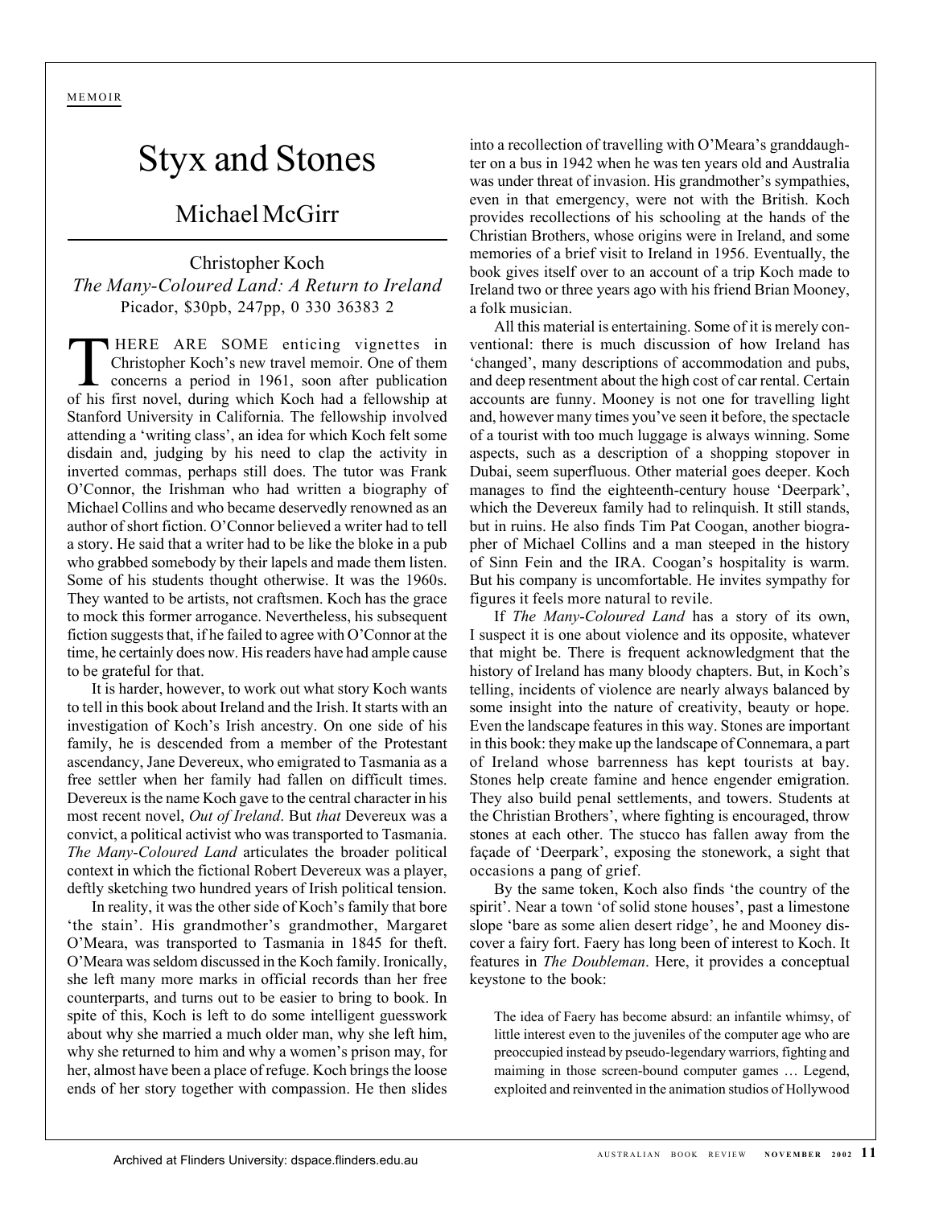MEMOIR

# Styx and Stones

## Michael McGirr

Christopher Koch
*The Many-Coloured Land: A Return to Ireland*
Picador, $30pb, 247pp, 0 330 36383 2

THERE ARE SOME enticing vignettes in Christopher Koch's new travel memoir. One of them concerns a period in 1961, soon after publication of his first novel, during which Koch had a fellowship at Stanford University in California. The fellowship involved attending a 'writing class', an idea for which Koch felt some disdain and, judging by his need to clap the activity in inverted commas, perhaps still does. The tutor was Frank O'Connor, the Irishman who had written a biography of Michael Collins and who became deservedly renowned as an author of short fiction. O'Connor believed a writer had to tell a story. He said that a writer had to be like the bloke in a pub who grabbed somebody by their lapels and made them listen. Some of his students thought otherwise. It was the 1960s. They wanted to be artists, not craftsmen. Koch has the grace to mock this former arrogance. Nevertheless, his subsequent fiction suggests that, if he failed to agree with O'Connor at the time, he certainly does now. His readers have had ample cause to be grateful for that.

It is harder, however, to work out what story Koch wants to tell in this book about Ireland and the Irish. It starts with an investigation of Koch's Irish ancestry. On one side of his family, he is descended from a member of the Protestant ascendancy, Jane Devereux, who emigrated to Tasmania as a free settler when her family had fallen on difficult times. Devereux is the name Koch gave to the central character in his most recent novel, *Out of Ireland*. But *that* Devereux was a convict, a political activist who was transported to Tasmania. *The Many-Coloured Land* articulates the broader political context in which the fictional Robert Devereux was a player, deftly sketching two hundred years of Irish political tension.

In reality, it was the other side of Koch's family that bore 'the stain'. His grandmother's grandmother, Margaret O'Meara, was transported to Tasmania in 1845 for theft. O'Meara was seldom discussed in the Koch family. Ironically, she left many more marks in official records than her free counterparts, and turns out to be easier to bring to book. In spite of this, Koch is left to do some intelligent guesswork about why she married a much older man, why she left him, why she returned to him and why a women's prison may, for her, almost have been a place of refuge. Koch brings the loose ends of her story together with compassion. He then slides into a recollection of travelling with O'Meara's granddaughter on a bus in 1942 when he was ten years old and Australia was under threat of invasion. His grandmother's sympathies, even in that emergency, were not with the British. Koch provides recollections of his schooling at the hands of the Christian Brothers, whose origins were in Ireland, and some memories of a brief visit to Ireland in 1956. Eventually, the book gives itself over to an account of a trip Koch made to Ireland two or three years ago with his friend Brian Mooney, a folk musician.

All this material is entertaining. Some of it is merely conventional: there is much discussion of how Ireland has 'changed', many descriptions of accommodation and pubs, and deep resentment about the high cost of car rental. Certain accounts are funny. Mooney is not one for travelling light and, however many times you've seen it before, the spectacle of a tourist with too much luggage is always winning. Some aspects, such as a description of a shopping stopover in Dubai, seem superfluous. Other material goes deeper. Koch manages to find the eighteenth-century house 'Deerpark', which the Devereux family had to relinquish. It still stands, but in ruins. He also finds Tim Pat Coogan, another biographer of Michael Collins and a man steeped in the history of Sinn Fein and the IRA. Coogan's hospitality is warm. But his company is uncomfortable. He invites sympathy for figures it feels more natural to revile.

If *The Many-Coloured Land* has a story of its own, I suspect it is one about violence and its opposite, whatever that might be. There is frequent acknowledgment that the history of Ireland has many bloody chapters. But, in Koch's telling, incidents of violence are nearly always balanced by some insight into the nature of creativity, beauty or hope. Even the landscape features in this way. Stones are important in this book: they make up the landscape of Connemara, a part of Ireland whose barrenness has kept tourists at bay. Stones help create famine and hence engender emigration. They also build penal settlements, and towers. Students at the Christian Brothers', where fighting is encouraged, throw stones at each other. The stucco has fallen away from the façade of 'Deerpark', exposing the stonework, a sight that occasions a pang of grief.

By the same token, Koch also finds 'the country of the spirit'. Near a town 'of solid stone houses', past a limestone slope 'bare as some alien desert ridge', he and Mooney discover a fairy fort. Faery has long been of interest to Koch. It features in *The Doubleman*. Here, it provides a conceptual keystone to the book:

> The idea of Faery has become absurd: an infantile whimsy, of little interest even to the juveniles of the computer age who are preoccupied instead by pseudo-legendary warriors, fighting and maiming in those screen-bound computer games … Legend, exploited and reinvented in the animation studios of Hollywood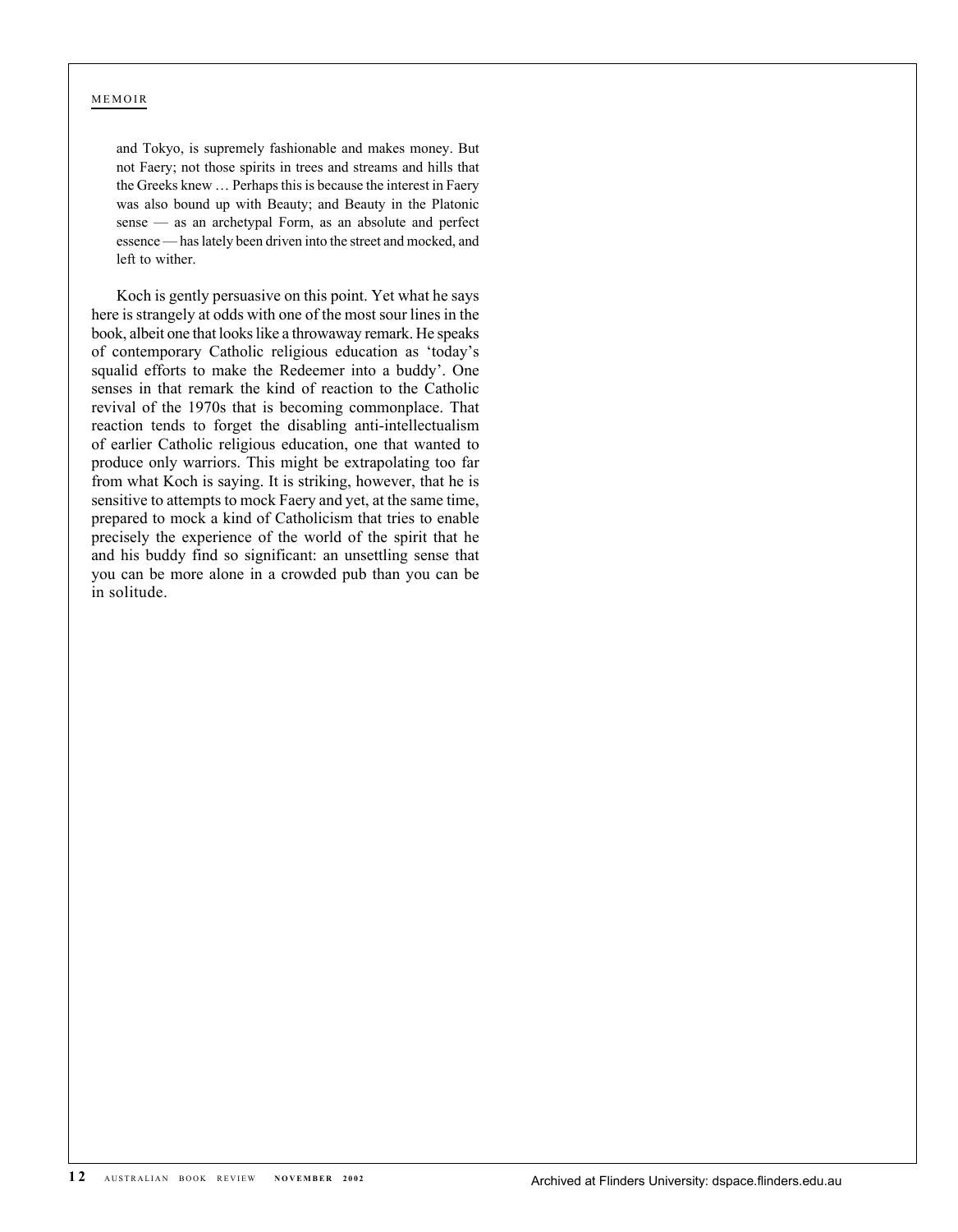> and Tokyo, is supremely fashionable and makes money. But not Faery; not those spirits in trees and streams and hills that the Greeks knew … Perhaps this is because the interest in Faery was also bound up with Beauty; and Beauty in the Platonic sense — as an archetypal Form, as an absolute and perfect essence — has lately been driven into the street and mocked, and left to wither.

Koch is gently persuasive on this point. Yet what he says here is strangely at odds with one of the most sour lines in the book, albeit one that looks like a throwaway remark. He speaks of contemporary Catholic religious education as 'today's squalid efforts to make the Redeemer into a buddy'. One senses in that remark the kind of reaction to the Catholic revival of the 1970s that is becoming commonplace. That reaction tends to forget the disabling anti-intellectualism of earlier Catholic religious education, one that wanted to produce only warriors. This might be extrapolating too far from what Koch is saying. It is striking, however, that he is sensitive to attempts to mock Faery and yet, at the same time, prepared to mock a kind of Catholicism that tries to enable precisely the experience of the world of the spirit that he and his buddy find so significant: an unsettling sense that you can be more alone in a crowded pub than you can be in solitude.